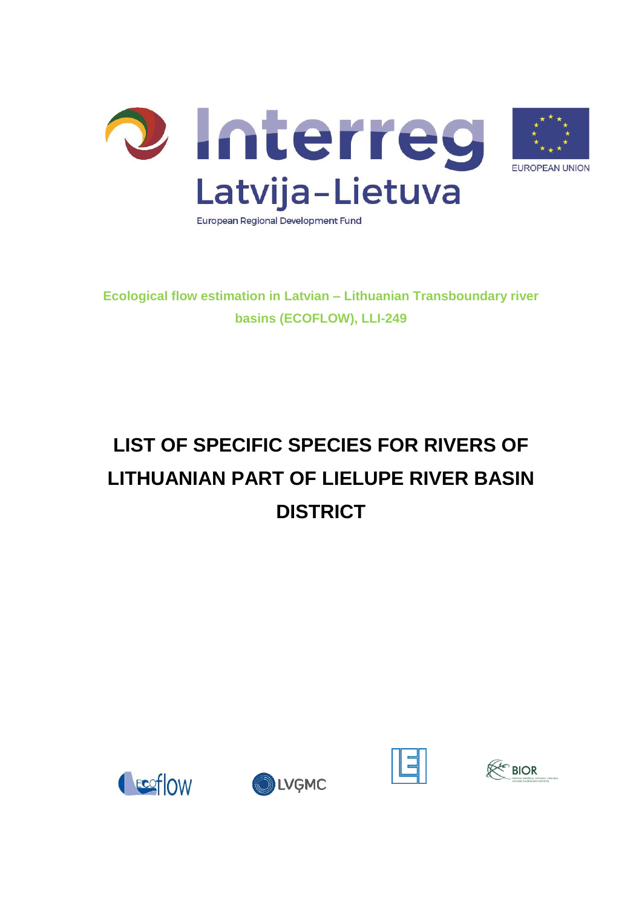Interreg
Latvija–Lietuva
European Regional Development Fund

EUROPEAN UNION

**Ecological flow estimation in Latvian – Lithuanian Transboundary river basins (ECOFLOW), LLI-249**

# LIST OF SPECIFIC SPECIES FOR RIVERS OF LITHUANIAN PART OF LIELUPE RIVER BASIN DISTRICT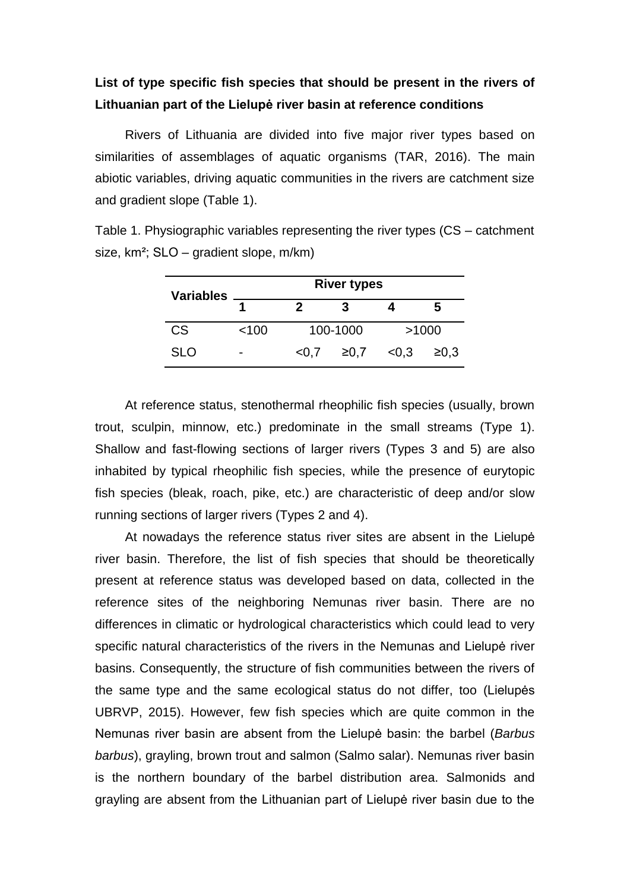**List of type specific fish species that should be present in the rivers of Lithuanian part of the Lielupė river basin at reference conditions**

Rivers of Lithuania are divided into five major river types based on similarities of assemblages of aquatic organisms (TAR, 2016). The main abiotic variables, driving aquatic communities in the rivers are catchment size and gradient slope (Table 1).

Table 1. Physiographic variables representing the river types (CS – catchment size, km²; SLO – gradient slope, m/km)

| Variables | River types | | | | |
|---|---|---|---|---|---|
| | 1 | 2 | 3 | 4 | 5 |
| CS | <100 | 100-1000 | | >1000 | |
| SLO | - | <0,7 | ≥0,7 | <0,3 | ≥0,3 |

At reference status, stenothermal rheophilic fish species (usually, brown trout, sculpin, minnow, etc.) predominate in the small streams (Type 1). Shallow and fast-flowing sections of larger rivers (Types 3 and 5) are also inhabited by typical rheophilic fish species, while the presence of eurytopic fish species (bleak, roach, pike, etc.) are characteristic of deep and/or slow running sections of larger rivers (Types 2 and 4).

At nowadays the reference status river sites are absent in the Lielupė river basin. Therefore, the list of fish species that should be theoretically present at reference status was developed based on data, collected in the reference sites of the neighboring Nemunas river basin. There are no differences in climatic or hydrological characteristics which could lead to very specific natural characteristics of the rivers in the Nemunas and Lielupė river basins. Consequently, the structure of fish communities between the rivers of the same type and the same ecological status do not differ, too (Lielupės UBRVP, 2015). However, few fish species which are quite common in the Nemunas river basin are absent from the Lielupė basin: the barbel (*Barbus barbus*), grayling, brown trout and salmon (Salmo salar). Nemunas river basin is the northern boundary of the barbel distribution area. Salmonids and grayling are absent from the Lithuanian part of Lielupė river basin due to the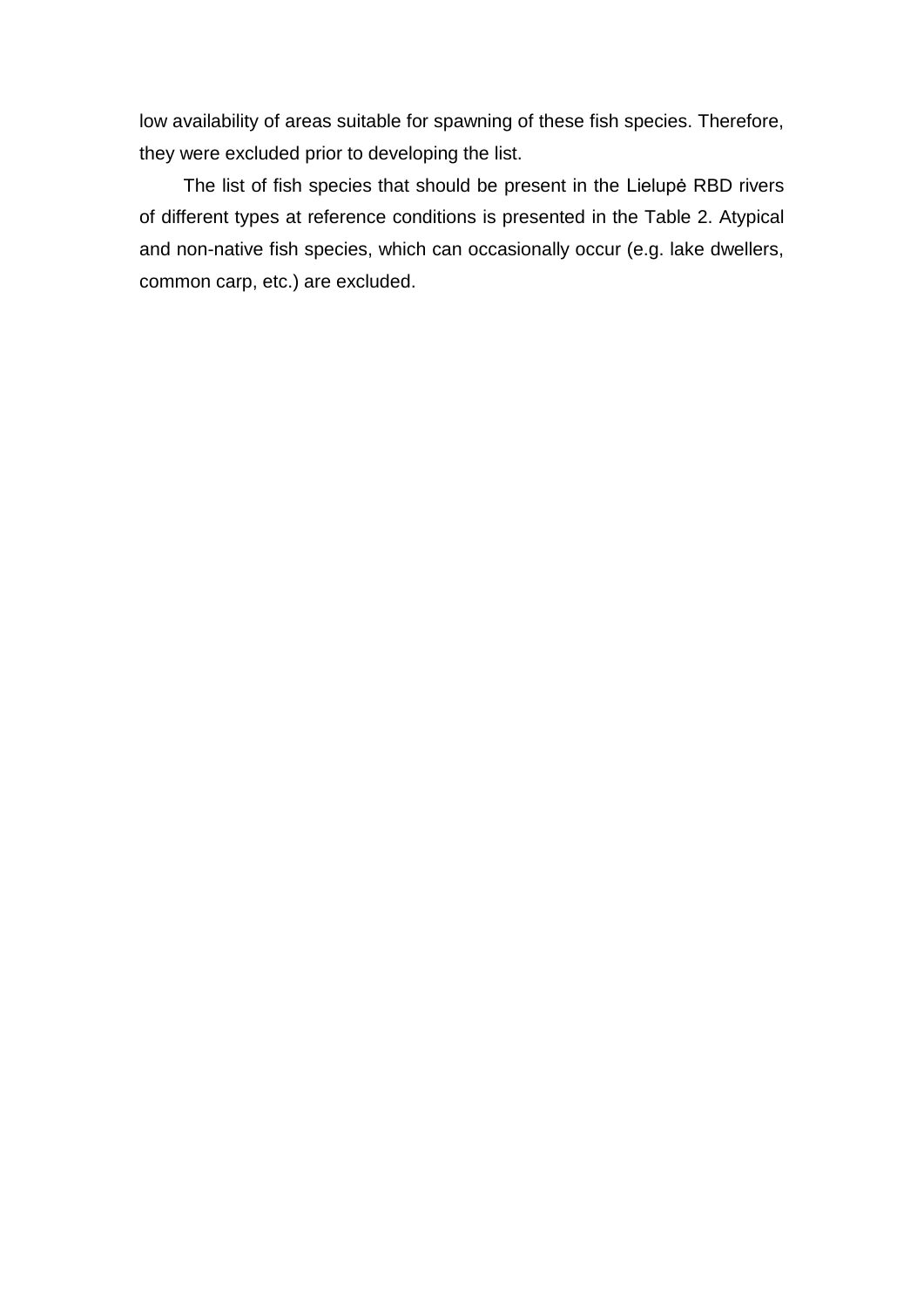low availability of areas suitable for spawning of these fish species. Therefore, they were excluded prior to developing the list.

The list of fish species that should be present in the Lielupė RBD rivers of different types at reference conditions is presented in the Table 2. Atypical and non-native fish species, which can occasionally occur (e.g. lake dwellers, common carp, etc.) are excluded.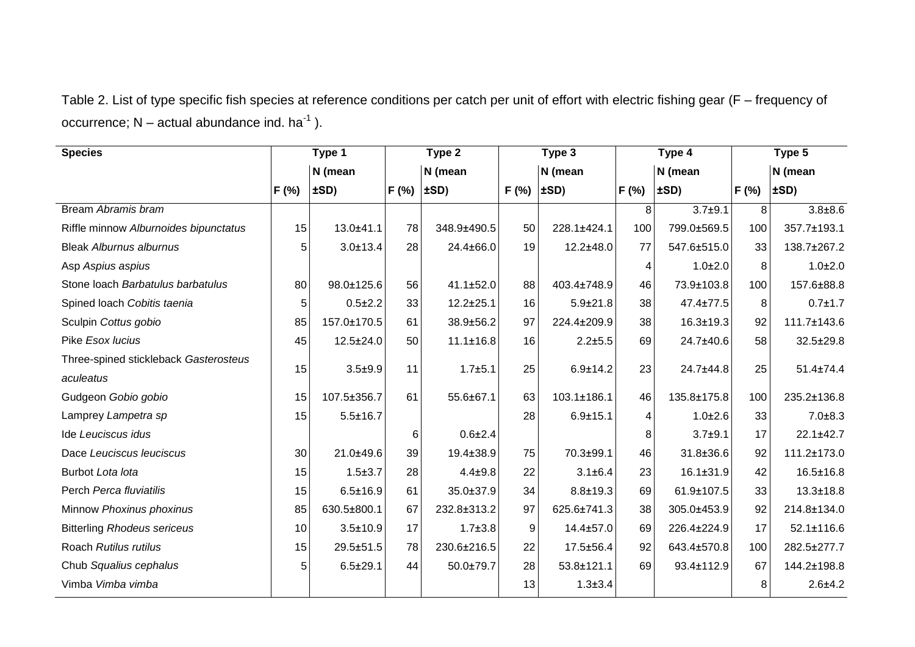Table 2. List of type specific fish species at reference conditions per catch per unit of effort with electric fishing gear (F – frequency of occurrence; N – actual abundance ind. $ha^{-1}$ ).

| Species | Type 1 | | Type 2 | | Type 3 | | Type 4 | | Type 5 | |
|---|---|---|---|---|---|---|---|---|---|---|
| | F (%) | N (mean ±SD) | F (%) | N (mean ±SD) | F (%) | N (mean ±SD) | F (%) | N (mean ±SD) | F (%) | N (mean ±SD) |
| Bream *Abramis bram* | | | | | | | 8 | 3.7±9.1 | 8 | 3.8±8.6 |
| Riffle minnow *Alburnoides bipunctatus* | 15 | 13.0±41.1 | 78 | 348.9±490.5 | 50 | 228.1±424.1 | 100 | 799.0±569.5 | 100 | 357.7±193.1 |
| Bleak *Alburnus alburnus* | 5 | 3.0±13.4 | 28 | 24.4±66.0 | 19 | 12.2±48.0 | 77 | 547.6±515.0 | 33 | 138.7±267.2 |
| Asp *Aspius aspius* | | | | | | | 4 | 1.0±2.0 | 8 | 1.0±2.0 |
| Stone loach *Barbatulus barbatulus* | 80 | 98.0±125.6 | 56 | 41.1±52.0 | 88 | 403.4±748.9 | 46 | 73.9±103.8 | 100 | 157.6±88.8 |
| Spined loach *Cobitis taenia* | 5 | 0.5±2.2 | 33 | 12.2±25.1 | 16 | 5.9±21.8 | 38 | 47.4±77.5 | 8 | 0.7±1.7 |
| Sculpin *Cottus gobio* | 85 | 157.0±170.5 | 61 | 38.9±56.2 | 97 | 224.4±209.9 | 38 | 16.3±19.3 | 92 | 111.7±143.6 |
| Pike *Esox lucius* | 45 | 12.5±24.0 | 50 | 11.1±16.8 | 16 | 2.2±5.5 | 69 | 24.7±40.6 | 58 | 32.5±29.8 |
| Three-spined stickleback *Gasterosteus aculeatus* | 15 | 3.5±9.9 | 11 | 1.7±5.1 | 25 | 6.9±14.2 | 23 | 24.7±44.8 | 25 | 51.4±74.4 |
| Gudgeon *Gobio gobio* | 15 | 107.5±356.7 | 61 | 55.6±67.1 | 63 | 103.1±186.1 | 46 | 135.8±175.8 | 100 | 235.2±136.8 |
| Lamprey *Lampetra sp* | 15 | 5.5±16.7 | | | 28 | 6.9±15.1 | 4 | 1.0±2.6 | 33 | 7.0±8.3 |
| Ide *Leuciscus idus* | | | 6 | 0.6±2.4 | | | 8 | 3.7±9.1 | 17 | 22.1±42.7 |
| Dace *Leuciscus leuciscus* | 30 | 21.0±49.6 | 39 | 19.4±38.9 | 75 | 70.3±99.1 | 46 | 31.8±36.6 | 92 | 111.2±173.0 |
| Burbot *Lota lota* | 15 | 1.5±3.7 | 28 | 4.4±9.8 | 22 | 3.1±6.4 | 23 | 16.1±31.9 | 42 | 16.5±16.8 |
| Perch *Perca fluviatilis* | 15 | 6.5±16.9 | 61 | 35.0±37.9 | 34 | 8.8±19.3 | 69 | 61.9±107.5 | 33 | 13.3±18.8 |
| Minnow *Phoxinus phoxinus* | 85 | 630.5±800.1 | 67 | 232.8±313.2 | 97 | 625.6±741.3 | 38 | 305.0±453.9 | 92 | 214.8±134.0 |
| Bitterling *Rhodeus sericeus* | 10 | 3.5±10.9 | 17 | 1.7±3.8 | 9 | 14.4±57.0 | 69 | 226.4±224.9 | 17 | 52.1±116.6 |
| Roach *Rutilus rutilus* | 15 | 29.5±51.5 | 78 | 230.6±216.5 | 22 | 17.5±56.4 | 92 | 643.4±570.8 | 100 | 282.5±277.7 |
| Chub *Squalius cephalus* | 5 | 6.5±29.1 | 44 | 50.0±79.7 | 28 | 53.8±121.1 | 69 | 93.4±112.9 | 67 | 144.2±198.8 |
| Vimba *Vimba vimba* | | | | | 13 | 1.3±3.4 | | | 8 | 2.6±4.2 |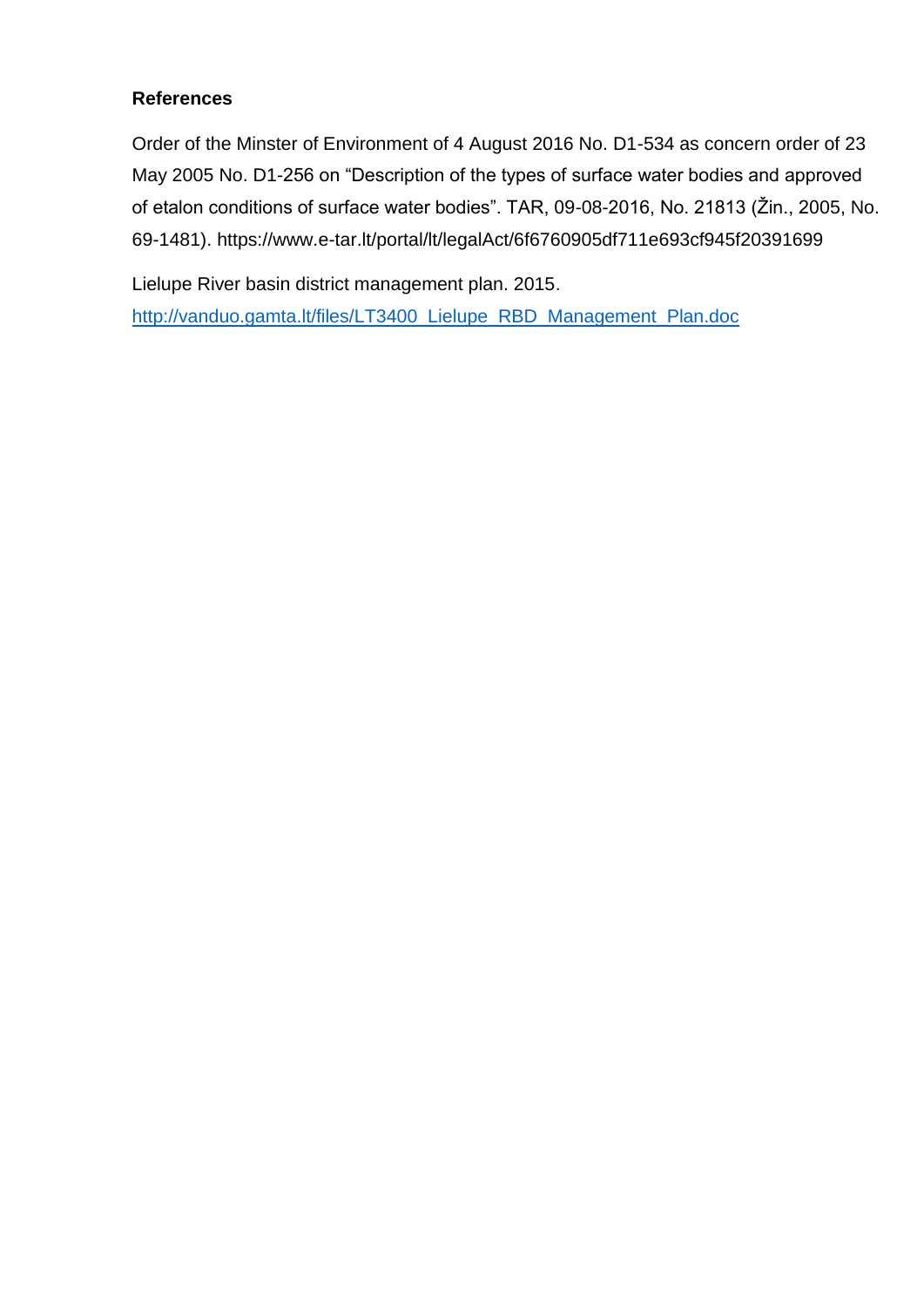**References**

Order of the Minster of Environment of 4 August 2016 No. D1-534 as concern order of 23 May 2005 No. D1-256 on “Description of the types of surface water bodies and approved of etalon conditions of surface water bodies”. TAR, 09-08-2016, No. 21813 (Žin., 2005, No. 69-1481). https://www.e-tar.lt/portal/lt/legalAct/6f6760905df711e693cf945f20391699

Lielupe River basin district management plan. 2015. http://vanduo.gamta.lt/files/LT3400_Lielupe_RBD_Management_Plan.doc